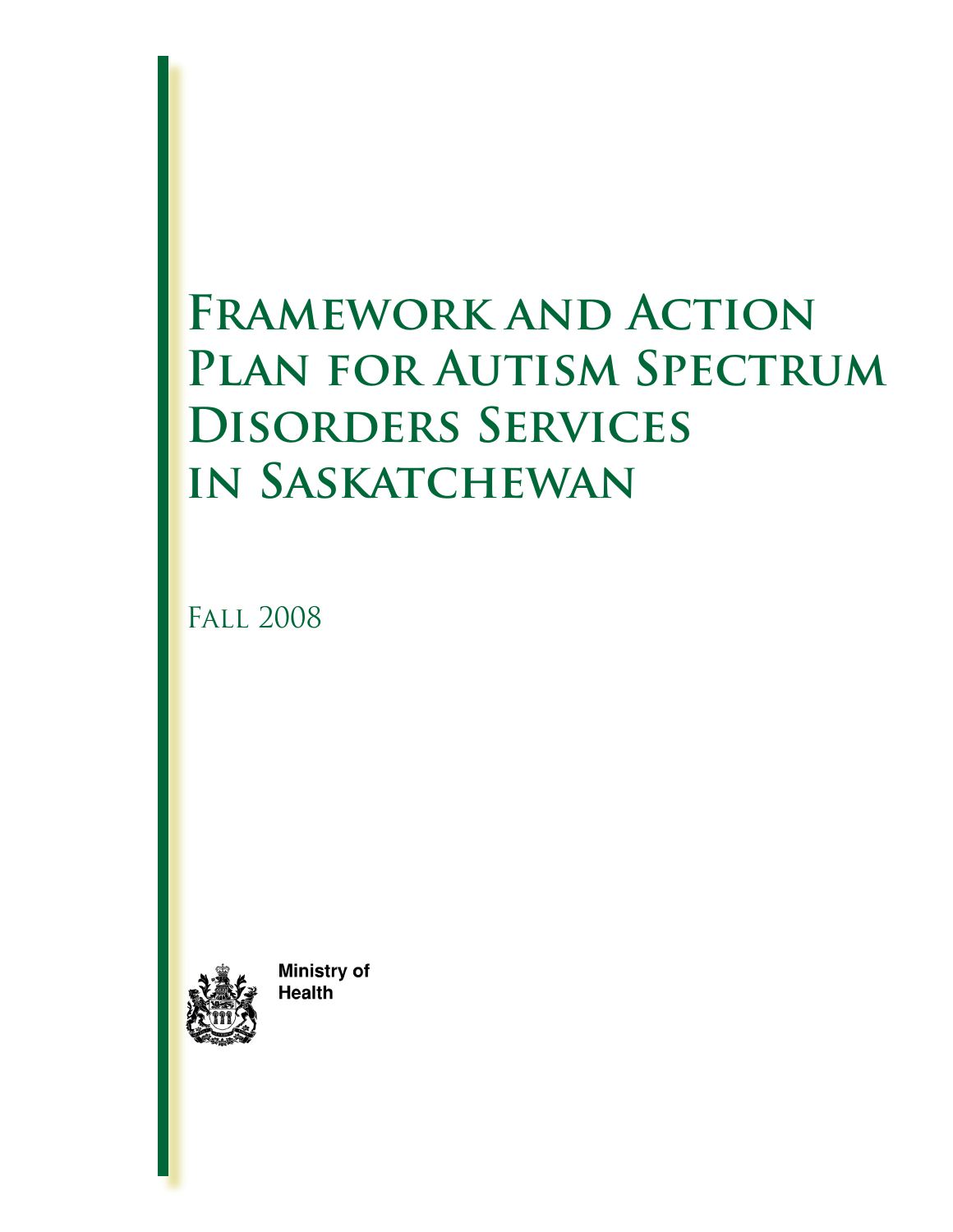# Framework and Action Plan for Autism Spectrum Disorders Services in Saskatchewan

Fall 2008

Ministry of Health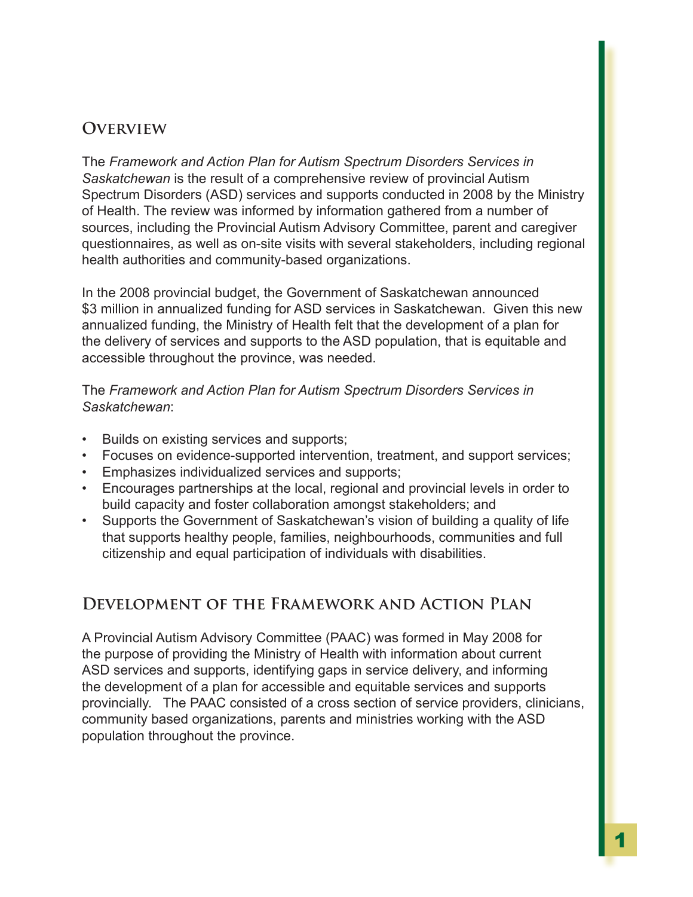## Overview

The *Framework and Action Plan for Autism Spectrum Disorders Services in Saskatchewan* is the result of a comprehensive review of provincial Autism Spectrum Disorders (ASD) services and supports conducted in 2008 by the Ministry of Health. The review was informed by information gathered from a number of sources, including the Provincial Autism Advisory Committee, parent and caregiver questionnaires, as well as on-site visits with several stakeholders, including regional health authorities and community-based organizations.

In the 2008 provincial budget, the Government of Saskatchewan announced $3 million in annualized funding for ASD services in Saskatchewan. Given this new annualized funding, the Ministry of Health felt that the development of a plan for the delivery of services and supports to the ASD population, that is equitable and accessible throughout the province, was needed.

The *Framework and Action Plan for Autism Spectrum Disorders Services in Saskatchewan*:

- Builds on existing services and supports;
- Focuses on evidence-supported intervention, treatment, and support services;
- Emphasizes individualized services and supports;
- Encourages partnerships at the local, regional and provincial levels in order to build capacity and foster collaboration amongst stakeholders; and
- Supports the Government of Saskatchewan's vision of building a quality of life that supports healthy people, families, neighbourhoods, communities and full citizenship and equal participation of individuals with disabilities.

## Development of the Framework and Action Plan

A Provincial Autism Advisory Committee (PAAC) was formed in May 2008 for the purpose of providing the Ministry of Health with information about current ASD services and supports, identifying gaps in service delivery, and informing the development of a plan for accessible and equitable services and supports provincially. The PAAC consisted of a cross section of service providers, clinicians, community based organizations, parents and ministries working with the ASD population throughout the province.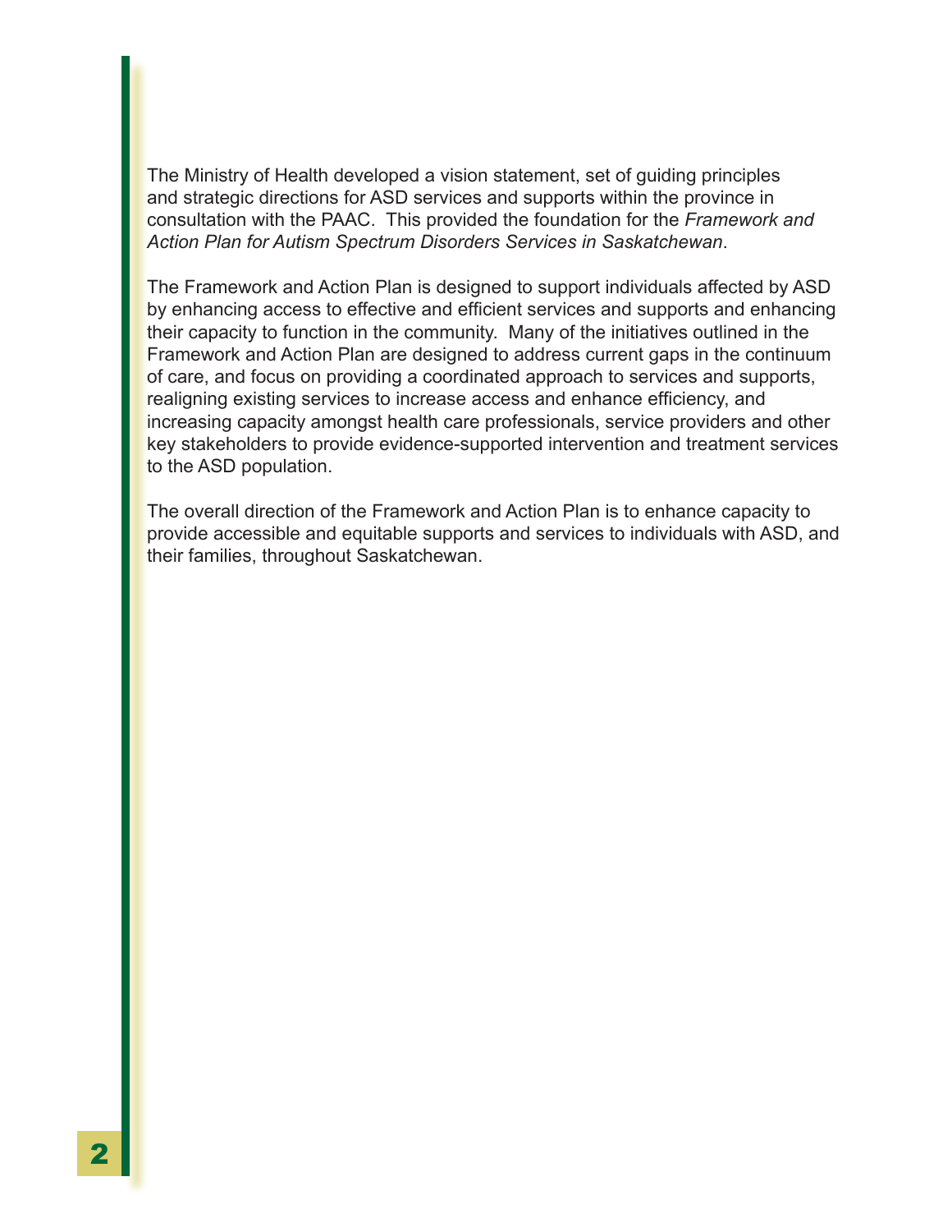The Ministry of Health developed a vision statement, set of guiding principles and strategic directions for ASD services and supports within the province in consultation with the PAAC. This provided the foundation for the *Framework and Action Plan for Autism Spectrum Disorders Services in Saskatchewan*.

The Framework and Action Plan is designed to support individuals affected by ASD by enhancing access to effective and efficient services and supports and enhancing their capacity to function in the community. Many of the initiatives outlined in the Framework and Action Plan are designed to address current gaps in the continuum of care, and focus on providing a coordinated approach to services and supports, realigning existing services to increase access and enhance efficiency, and increasing capacity amongst health care professionals, service providers and other key stakeholders to provide evidence-supported intervention and treatment services to the ASD population.

The overall direction of the Framework and Action Plan is to enhance capacity to provide accessible and equitable supports and services to individuals with ASD, and their families, throughout Saskatchewan.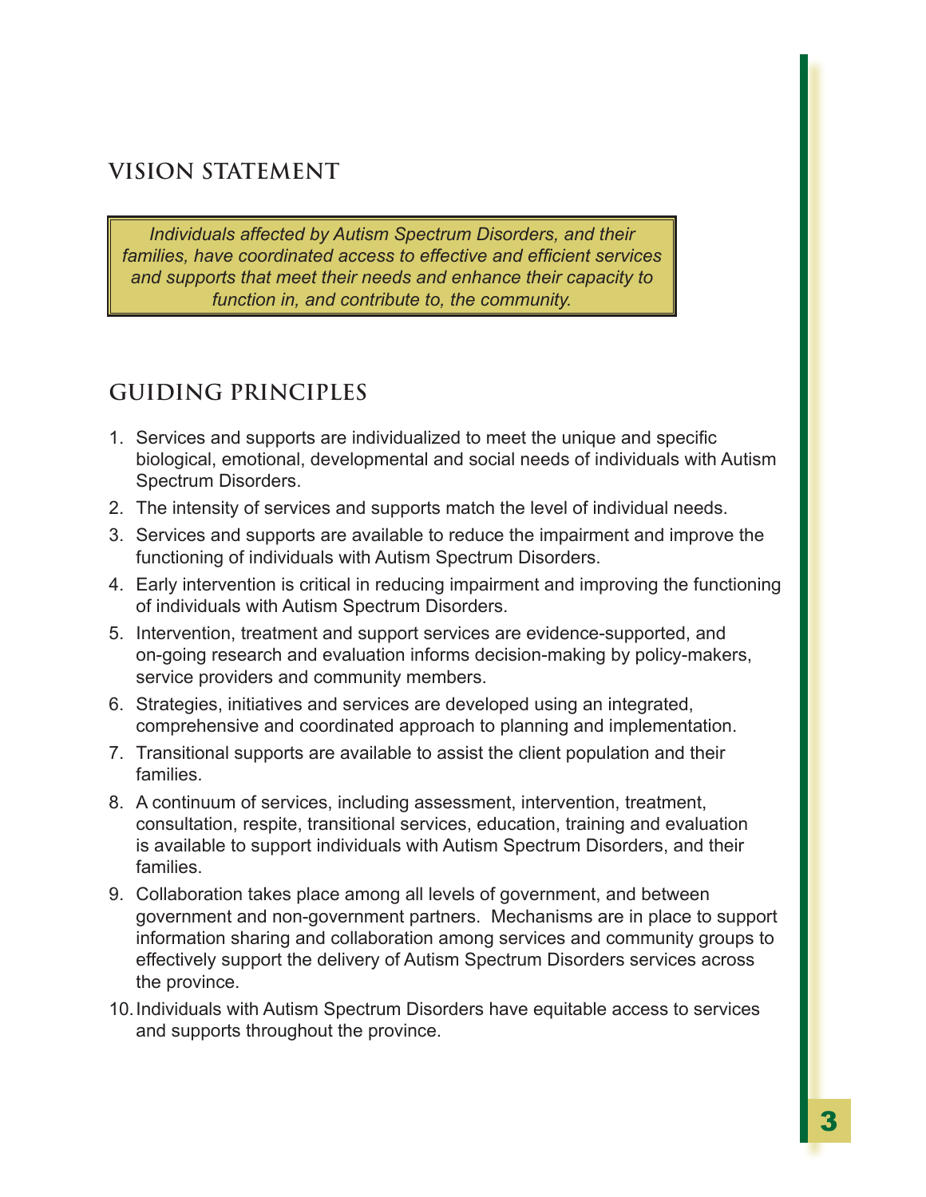## VISION STATEMENT

*Individuals affected by Autism Spectrum Disorders, and their families, have coordinated access to effective and efficient services and supports that meet their needs and enhance their capacity to function in, and contribute to, the community.*

## GUIDING PRINCIPLES

1. Services and supports are individualized to meet the unique and specific biological, emotional, developmental and social needs of individuals with Autism Spectrum Disorders.
2. The intensity of services and supports match the level of individual needs.
3. Services and supports are available to reduce the impairment and improve the functioning of individuals with Autism Spectrum Disorders.
4. Early intervention is critical in reducing impairment and improving the functioning of individuals with Autism Spectrum Disorders.
5. Intervention, treatment and support services are evidence-supported, and on-going research and evaluation informs decision-making by policy-makers, service providers and community members.
6. Strategies, initiatives and services are developed using an integrated, comprehensive and coordinated approach to planning and implementation.
7. Transitional supports are available to assist the client population and their families.
8. A continuum of services, including assessment, intervention, treatment, consultation, respite, transitional services, education, training and evaluation is available to support individuals with Autism Spectrum Disorders, and their families.
9. Collaboration takes place among all levels of government, and between government and non-government partners. Mechanisms are in place to support information sharing and collaboration among services and community groups to effectively support the delivery of Autism Spectrum Disorders services across the province.
10. Individuals with Autism Spectrum Disorders have equitable access to services and supports throughout the province.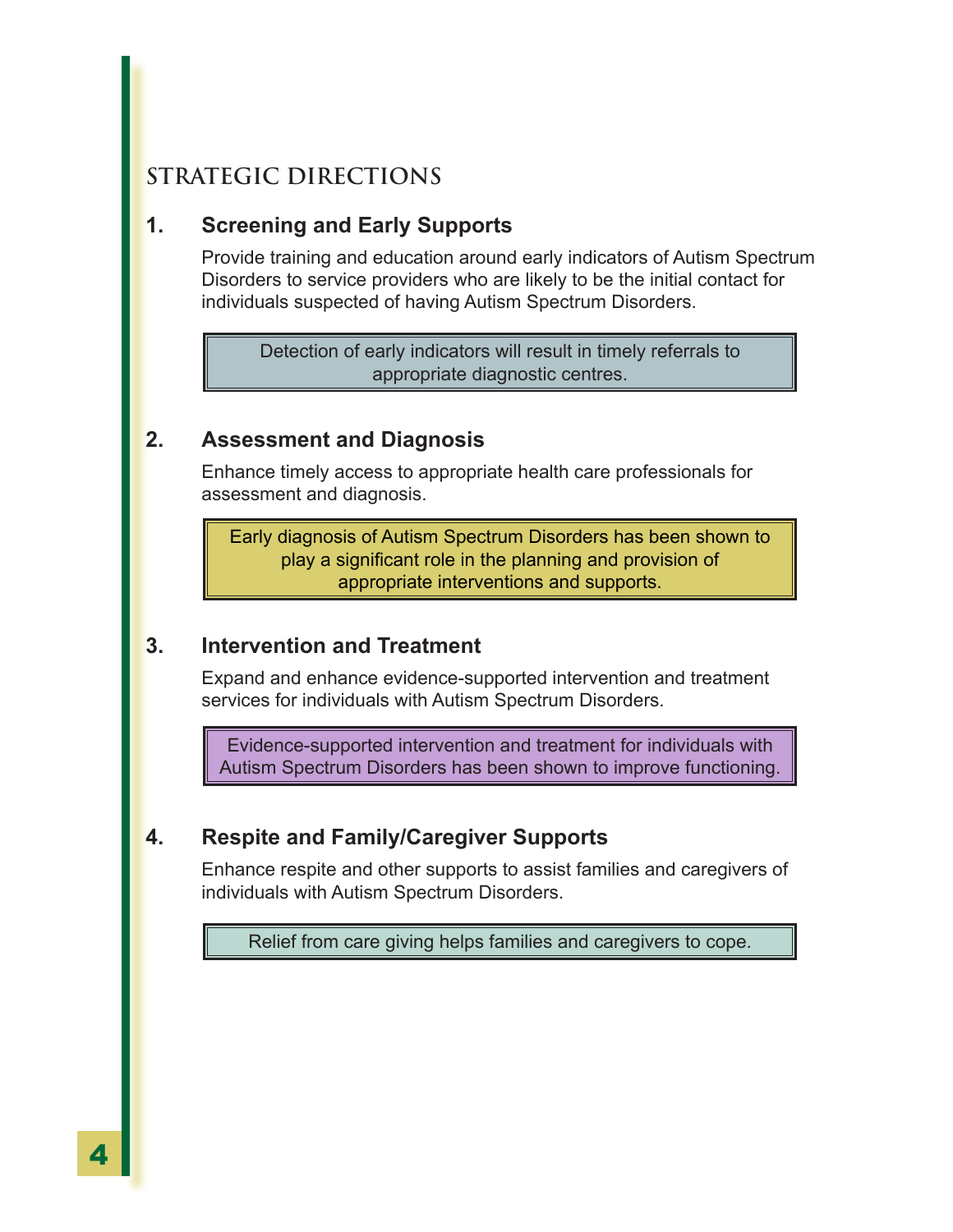## STRATEGIC DIRECTIONS

### 1. Screening and Early Supports

Provide training and education around early indicators of Autism Spectrum Disorders to service providers who are likely to be the initial contact for individuals suspected of having Autism Spectrum Disorders.

> Detection of early indicators will result in timely referrals to appropriate diagnostic centres.

### 2. Assessment and Diagnosis

Enhance timely access to appropriate health care professionals for assessment and diagnosis.

> Early diagnosis of Autism Spectrum Disorders has been shown to play a significant role in the planning and provision of appropriate interventions and supports.

### 3. Intervention and Treatment

Expand and enhance evidence-supported intervention and treatment services for individuals with Autism Spectrum Disorders.

> Evidence-supported intervention and treatment for individuals with Autism Spectrum Disorders has been shown to improve functioning.

### 4. Respite and Family/Caregiver Supports

Enhance respite and other supports to assist families and caregivers of individuals with Autism Spectrum Disorders.

> Relief from care giving helps families and caregivers to cope.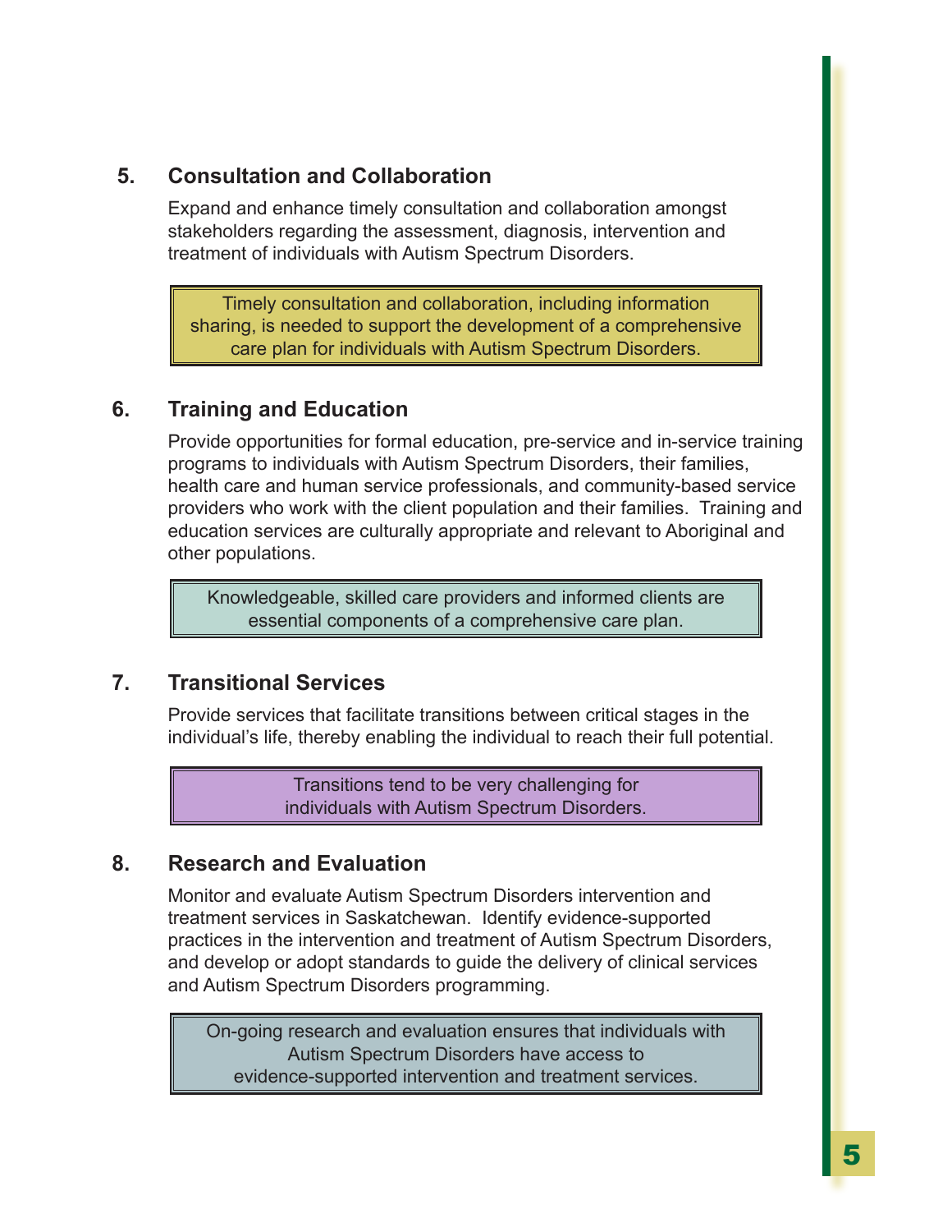## 5. Consultation and Collaboration

Expand and enhance timely consultation and collaboration amongst stakeholders regarding the assessment, diagnosis, intervention and treatment of individuals with Autism Spectrum Disorders.

> Timely consultation and collaboration, including information sharing, is needed to support the development of a comprehensive care plan for individuals with Autism Spectrum Disorders.

## 6. Training and Education

Provide opportunities for formal education, pre-service and in-service training programs to individuals with Autism Spectrum Disorders, their families, health care and human service professionals, and community-based service providers who work with the client population and their families. Training and education services are culturally appropriate and relevant to Aboriginal and other populations.

> Knowledgeable, skilled care providers and informed clients are essential components of a comprehensive care plan.

## 7. Transitional Services

Provide services that facilitate transitions between critical stages in the individual's life, thereby enabling the individual to reach their full potential.

> Transitions tend to be very challenging for individuals with Autism Spectrum Disorders.

## 8. Research and Evaluation

Monitor and evaluate Autism Spectrum Disorders intervention and treatment services in Saskatchewan. Identify evidence-supported practices in the intervention and treatment of Autism Spectrum Disorders, and develop or adopt standards to guide the delivery of clinical services and Autism Spectrum Disorders programming.

> On-going research and evaluation ensures that individuals with Autism Spectrum Disorders have access to evidence-supported intervention and treatment services.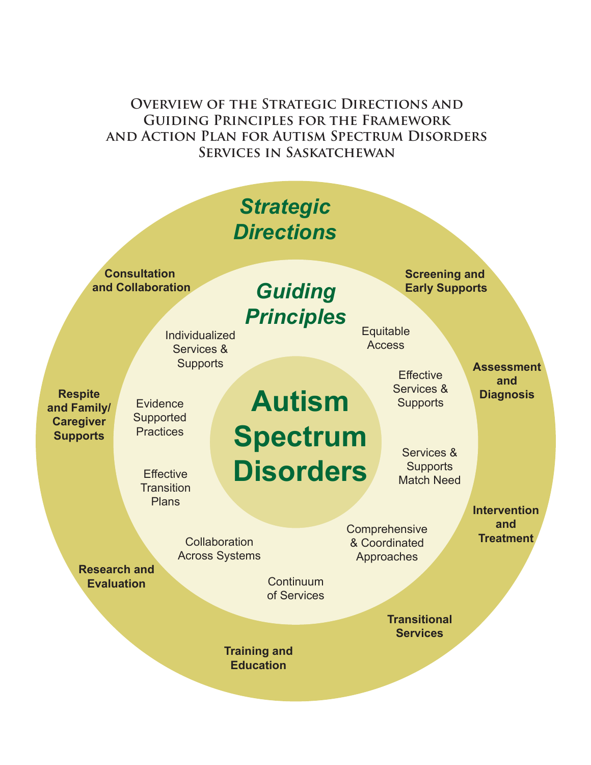# Overview of the Strategic Directions and Guiding Principles for the Framework and Action Plan for Autism Spectrum Disorders Services in Saskatchewan

## *Strategic Directions*

- **Screening and Early Supports**
- **Assessment and Diagnosis**
- **Intervention and Treatment**
- **Transitional Services**
- **Training and Education**
- **Research and Evaluation**
- **Respite and Family/Caregiver Supports**
- **Consultation and Collaboration**

## *Guiding Principles*

- Equitable Access
- Effective Services & Supports
- Services & Supports Match Need
- Comprehensive & Coordinated Approaches
- Continuum of Services
- Collaboration Across Systems
- Effective Transition Plans
- Evidence Supported Practices
- Individualized Services & Supports

## Autism Spectrum Disorders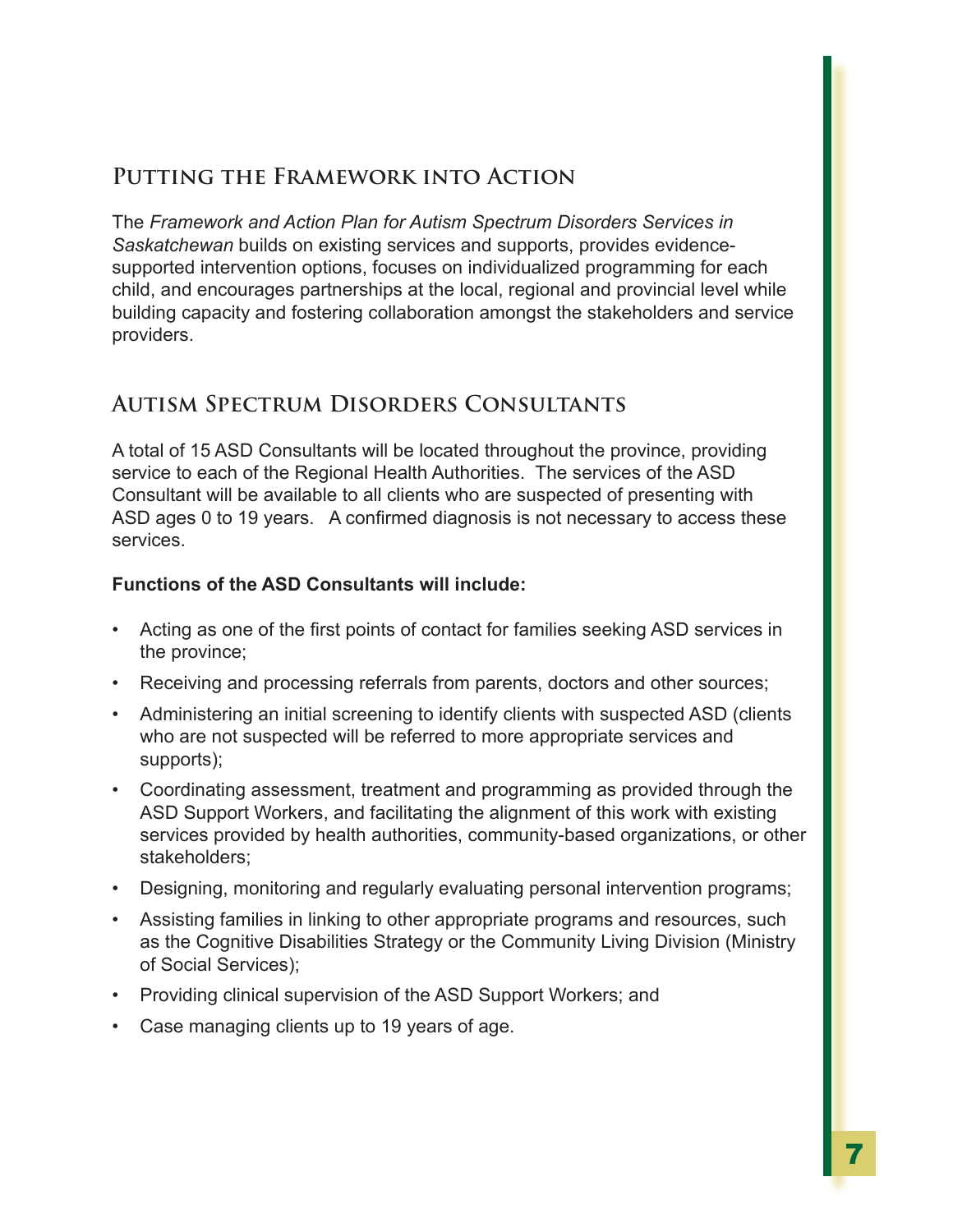## Putting the Framework into Action

The *Framework and Action Plan for Autism Spectrum Disorders Services in Saskatchewan* builds on existing services and supports, provides evidence-supported intervention options, focuses on individualized programming for each child, and encourages partnerships at the local, regional and provincial level while building capacity and fostering collaboration amongst the stakeholders and service providers.

## Autism Spectrum Disorders Consultants

A total of 15 ASD Consultants will be located throughout the province, providing service to each of the Regional Health Authorities. The services of the ASD Consultant will be available to all clients who are suspected of presenting with ASD ages 0 to 19 years. A confirmed diagnosis is not necessary to access these services.

**Functions of the ASD Consultants will include:**

- Acting as one of the first points of contact for families seeking ASD services in the province;
- Receiving and processing referrals from parents, doctors and other sources;
- Administering an initial screening to identify clients with suspected ASD (clients who are not suspected will be referred to more appropriate services and supports);
- Coordinating assessment, treatment and programming as provided through the ASD Support Workers, and facilitating the alignment of this work with existing services provided by health authorities, community-based organizations, or other stakeholders;
- Designing, monitoring and regularly evaluating personal intervention programs;
- Assisting families in linking to other appropriate programs and resources, such as the Cognitive Disabilities Strategy or the Community Living Division (Ministry of Social Services);
- Providing clinical supervision of the ASD Support Workers; and
- Case managing clients up to 19 years of age.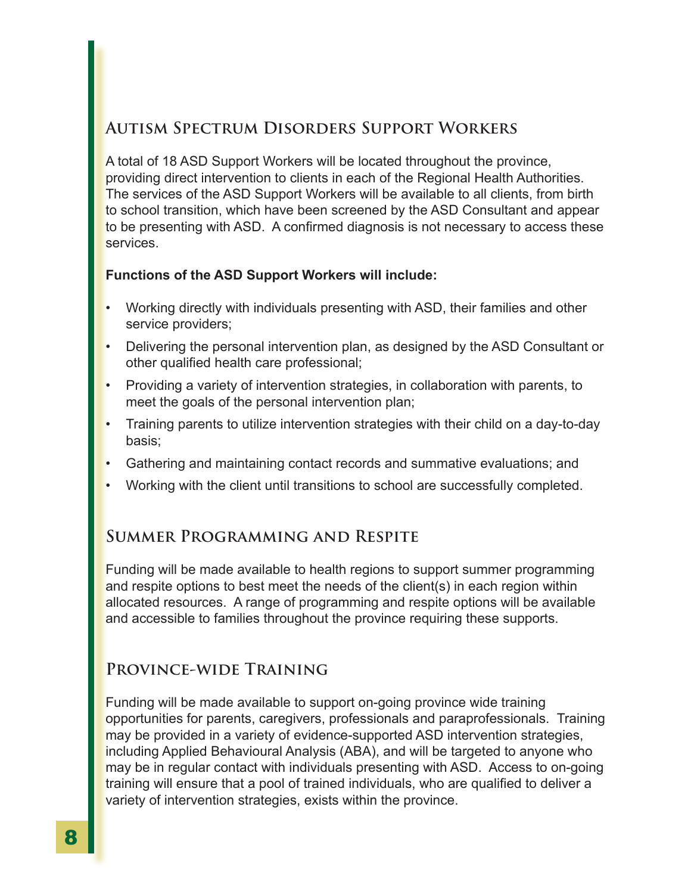## Autism Spectrum Disorders Support Workers

A total of 18 ASD Support Workers will be located throughout the province, providing direct intervention to clients in each of the Regional Health Authorities. The services of the ASD Support Workers will be available to all clients, from birth to school transition, which have been screened by the ASD Consultant and appear to be presenting with ASD. A confirmed diagnosis is not necessary to access these services.

**Functions of the ASD Support Workers will include:**

- Working directly with individuals presenting with ASD, their families and other service providers;
- Delivering the personal intervention plan, as designed by the ASD Consultant or other qualified health care professional;
- Providing a variety of intervention strategies, in collaboration with parents, to meet the goals of the personal intervention plan;
- Training parents to utilize intervention strategies with their child on a day-to-day basis;
- Gathering and maintaining contact records and summative evaluations; and
- Working with the client until transitions to school are successfully completed.

## Summer Programming and Respite

Funding will be made available to health regions to support summer programming and respite options to best meet the needs of the client(s) in each region within allocated resources. A range of programming and respite options will be available and accessible to families throughout the province requiring these supports.

## Province-wide Training

Funding will be made available to support on-going province wide training opportunities for parents, caregivers, professionals and paraprofessionals. Training may be provided in a variety of evidence-supported ASD intervention strategies, including Applied Behavioural Analysis (ABA), and will be targeted to anyone who may be in regular contact with individuals presenting with ASD. Access to on-going training will ensure that a pool of trained individuals, who are qualified to deliver a variety of intervention strategies, exists within the province.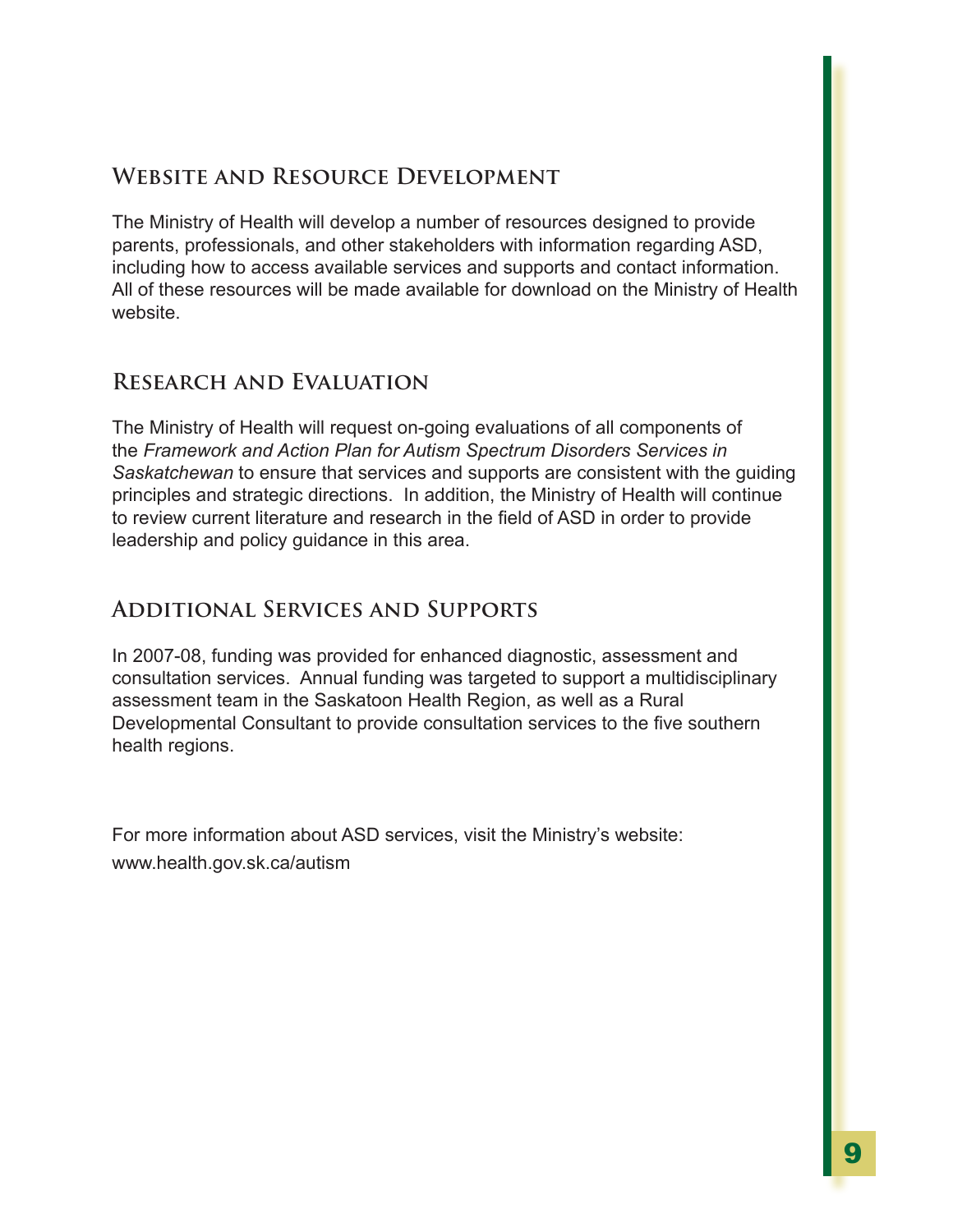## Website and Resource Development

The Ministry of Health will develop a number of resources designed to provide parents, professionals, and other stakeholders with information regarding ASD, including how to access available services and supports and contact information. All of these resources will be made available for download on the Ministry of Health website.

## Research and Evaluation

The Ministry of Health will request on-going evaluations of all components of the *Framework and Action Plan for Autism Spectrum Disorders Services in Saskatchewan* to ensure that services and supports are consistent with the guiding principles and strategic directions. In addition, the Ministry of Health will continue to review current literature and research in the field of ASD in order to provide leadership and policy guidance in this area.

## Additional Services and Supports

In 2007-08, funding was provided for enhanced diagnostic, assessment and consultation services. Annual funding was targeted to support a multidisciplinary assessment team in the Saskatoon Health Region, as well as a Rural Developmental Consultant to provide consultation services to the five southern health regions.

For more information about ASD services, visit the Ministry's website:
www.health.gov.sk.ca/autism